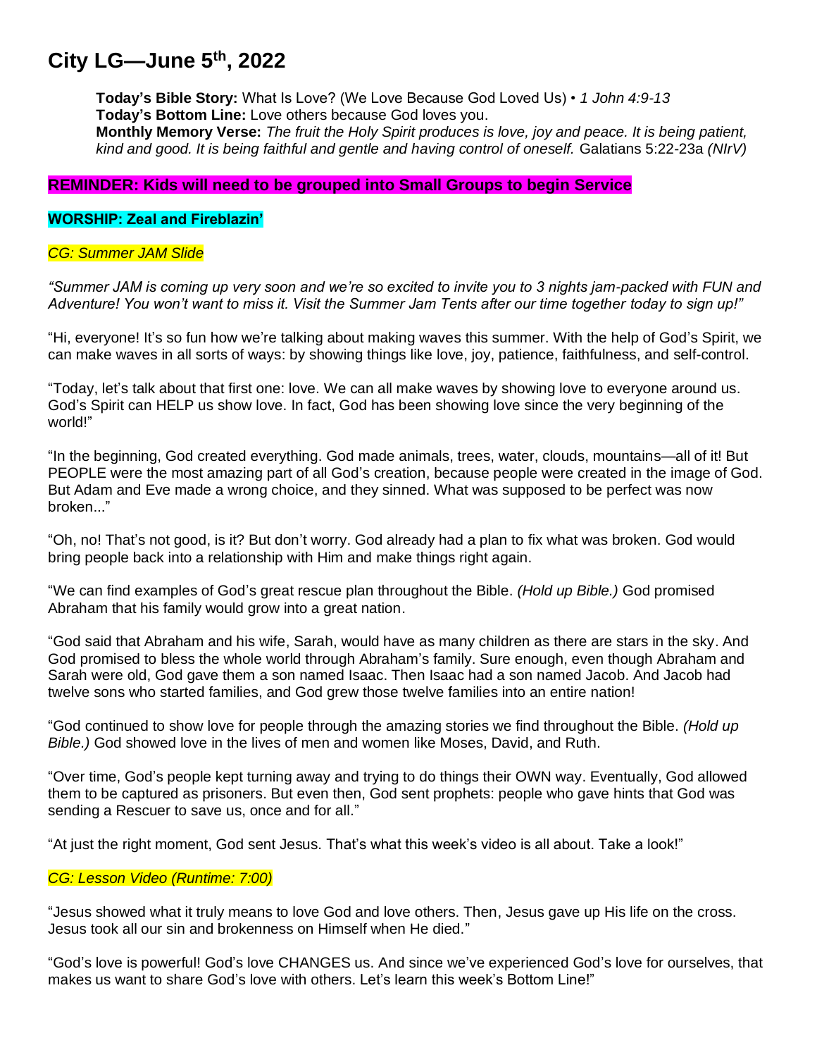# City LG—June 5th, 2022

**Today's Bible Story:** What Is Love? (We Love Because God Loved Us) • *1 John 4:9-13*
**Today's Bottom Line:** Love others because God loves you.
**Monthly Memory Verse:** *The fruit the Holy Spirit produces is love, joy and peace. It is being patient, kind and good. It is being faithful and gentle and having control of oneself.* Galatians 5:22-23a *(NIrV)*

**REMINDER: Kids will need to be grouped into Small Groups to begin Service**

**WORSHIP: Zeal and Fireblazin'**

*CG: Summer JAM Slide*

*"Summer JAM is coming up very soon and we're so excited to invite you to 3 nights jam-packed with FUN and Adventure! You won't want to miss it. Visit the Summer Jam Tents after our time together today to sign up!"*

"Hi, everyone! It's so fun how we're talking about making waves this summer. With the help of God's Spirit, we can make waves in all sorts of ways: by showing things like love, joy, patience, faithfulness, and self-control.

"Today, let's talk about that first one: love. We can all make waves by showing love to everyone around us. God's Spirit can HELP us show love. In fact, God has been showing love since the very beginning of the world!"

"In the beginning, God created everything. God made animals, trees, water, clouds, mountains—all of it! But PEOPLE were the most amazing part of all God's creation, because people were created in the image of God. But Adam and Eve made a wrong choice, and they sinned. What was supposed to be perfect was now broken..."

"Oh, no! That's not good, is it? But don't worry. God already had a plan to fix what was broken. God would bring people back into a relationship with Him and make things right again.

"We can find examples of God's great rescue plan throughout the Bible. *(Hold up Bible.)* God promised Abraham that his family would grow into a great nation.

"God said that Abraham and his wife, Sarah, would have as many children as there are stars in the sky. And God promised to bless the whole world through Abraham's family. Sure enough, even though Abraham and Sarah were old, God gave them a son named Isaac. Then Isaac had a son named Jacob. And Jacob had twelve sons who started families, and God grew those twelve families into an entire nation!

"God continued to show love for people through the amazing stories we find throughout the Bible. *(Hold up Bible.)* God showed love in the lives of men and women like Moses, David, and Ruth.

"Over time, God's people kept turning away and trying to do things their OWN way. Eventually, God allowed them to be captured as prisoners. But even then, God sent prophets: people who gave hints that God was sending a Rescuer to save us, once and for all."

"At just the right moment, God sent Jesus. That's what this week's video is all about. Take a look!"

*CG: Lesson Video (Runtime: 7:00)*

"Jesus showed what it truly means to love God and love others. Then, Jesus gave up His life on the cross. Jesus took all our sin and brokenness on Himself when He died."

"God's love is powerful! God's love CHANGES us. And since we've experienced God's love for ourselves, that makes us want to share God's love with others. Let's learn this week's Bottom Line!"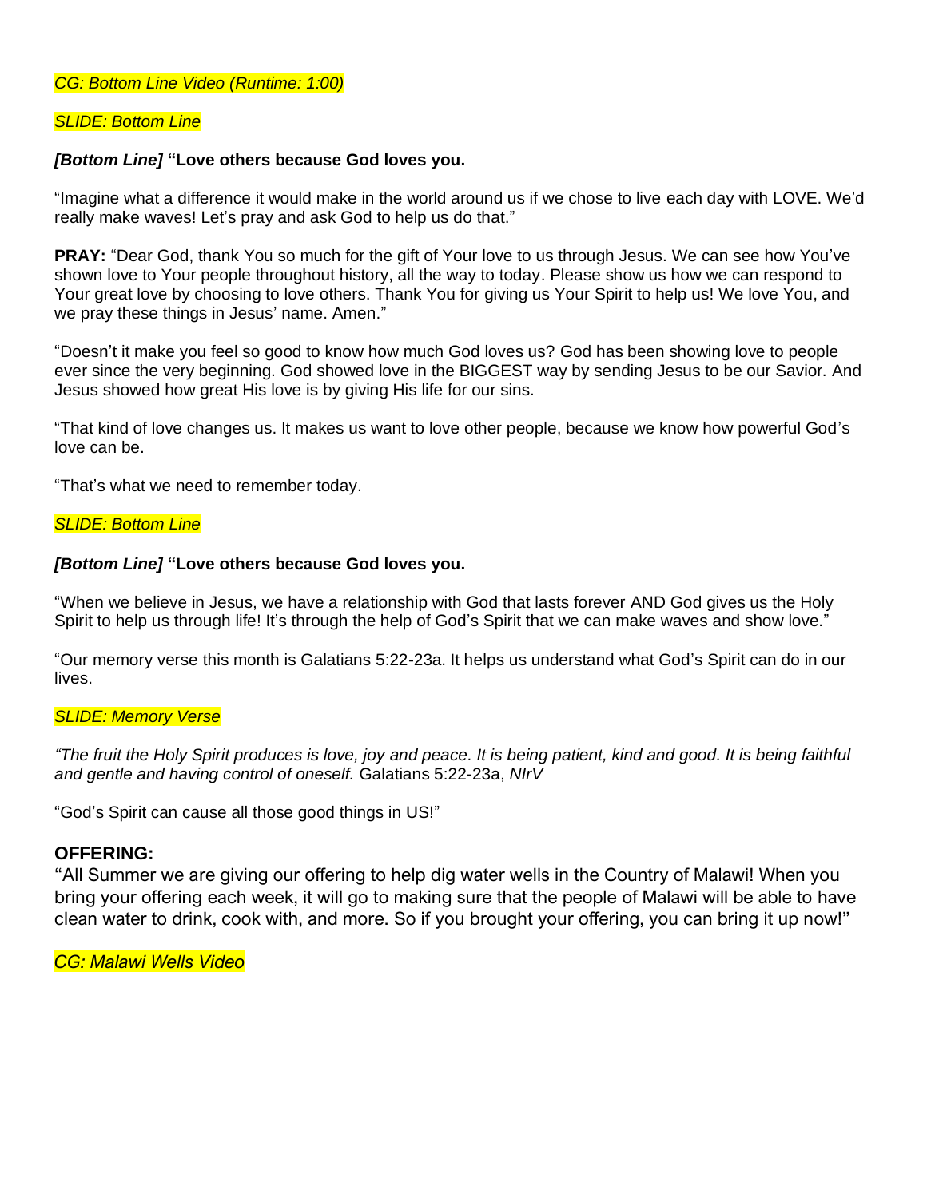*CG: Bottom Line Video (Runtime: 1:00)*

*SLIDE: Bottom Line*

***[Bottom Line]* "Love others because God loves you.**

"Imagine what a difference it would make in the world around us if we chose to live each day with LOVE. We'd really make waves! Let's pray and ask God to help us do that."

**PRAY:** "Dear God, thank You so much for the gift of Your love to us through Jesus. We can see how You've shown love to Your people throughout history, all the way to today. Please show us how we can respond to Your great love by choosing to love others. Thank You for giving us Your Spirit to help us! We love You, and we pray these things in Jesus' name. Amen."

"Doesn't it make you feel so good to know how much God loves us? God has been showing love to people ever since the very beginning. God showed love in the BIGGEST way by sending Jesus to be our Savior. And Jesus showed how great His love is by giving His life for our sins.

"That kind of love changes us. It makes us want to love other people, because we know how powerful God's love can be.

"That's what we need to remember today.

*SLIDE: Bottom Line*

***[Bottom Line]* "Love others because God loves you.**

"When we believe in Jesus, we have a relationship with God that lasts forever AND God gives us the Holy Spirit to help us through life! It's through the help of God's Spirit that we can make waves and show love."

"Our memory verse this month is Galatians 5:22-23a. It helps us understand what God's Spirit can do in our lives.

*SLIDE: Memory Verse*

*"The fruit the Holy Spirit produces is love, joy and peace. It is being patient, kind and good. It is being faithful and gentle and having control of oneself.* Galatians 5:22-23a, *NIrV*

"God's Spirit can cause all those good things in US!"

**OFFERING:**

"All Summer we are giving our offering to help dig water wells in the Country of Malawi! When you bring your offering each week, it will go to making sure that the people of Malawi will be able to have clean water to drink, cook with, and more. So if you brought your offering, you can bring it up now!"

*CG: Malawi Wells Video*